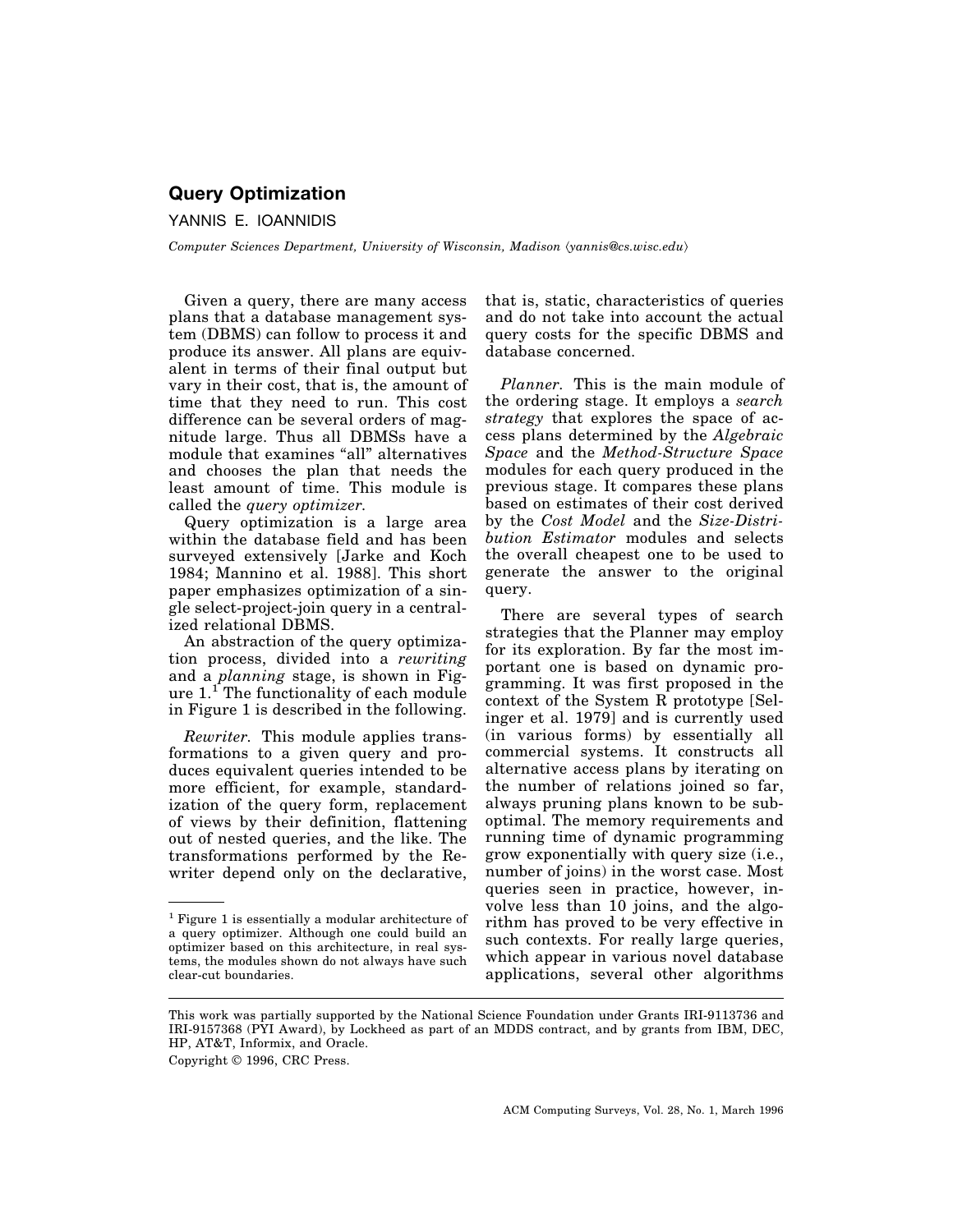# Query Optimization

YANNIS E. IOANNIDIS

*Computer Sciences Department, University of Wisconsin, Madison ⟨yannis@cs.wisc.edu⟩*

Given a query, there are many access plans that a database management system (DBMS) can follow to process it and produce its answer. All plans are equivalent in terms of their final output but vary in their cost, that is, the amount of time that they need to run. This cost difference can be several orders of magnitude large. Thus all DBMSs have a module that examines "all" alternatives and chooses the plan that needs the least amount of time. This module is called the *query optimizer*.

Query optimization is a large area within the database field and has been surveyed extensively [Jarke and Koch 1984; Mannino et al. 1988]. This short paper emphasizes optimization of a single select-project-join query in a centralized relational DBMS.

An abstraction of the query optimization process, divided into a *rewriting* and a *planning* stage, is shown in Figure 1.[1] The functionality of each module in Figure 1 is described in the following.

*Rewriter.* This module applies transformations to a given query and produces equivalent queries intended to be more efficient, for example, standardization of the query form, replacement of views by their definition, flattening out of nested queries, and the like. The transformations performed by the Rewriter depend only on the declarative, that is, static, characteristics of queries and do not take into account the actual query costs for the specific DBMS and database concerned.

*Planner.* This is the main module of the ordering stage. It employs a *search strategy* that explores the space of access plans determined by the *Algebraic Space* and the *Method-Structure Space* modules for each query produced in the previous stage. It compares these plans based on estimates of their cost derived by the *Cost Model* and the *Size-Distribution Estimator* modules and selects the overall cheapest one to be used to generate the answer to the original query.

There are several types of search strategies that the Planner may employ for its exploration. By far the most important one is based on dynamic programming. It was first proposed in the context of the System R prototype [Selinger et al. 1979] and is currently used (in various forms) by essentially all commercial systems. It constructs all alternative access plans by iterating on the number of relations joined so far, always pruning plans known to be suboptimal. The memory requirements and running time of dynamic programming grow exponentially with query size (i.e., number of joins) in the worst case. Most queries seen in practice, however, involve less than 10 joins, and the algorithm has proved to be very effective in such contexts. For really large queries, which appear in various novel database applications, several other algorithms

[1] Figure 1 is essentially a modular architecture of a query optimizer. Although one could build an optimizer based on this architecture, in real systems, the modules shown do not always have such clear-cut boundaries.

This work was partially supported by the National Science Foundation under Grants IRI-9113736 and IRI-9157368 (PYI Award), by Lockheed as part of an MDDS contract, and by grants from IBM, DEC, HP, AT&T, Informix, and Oracle.

Copyright © 1996, CRC Press.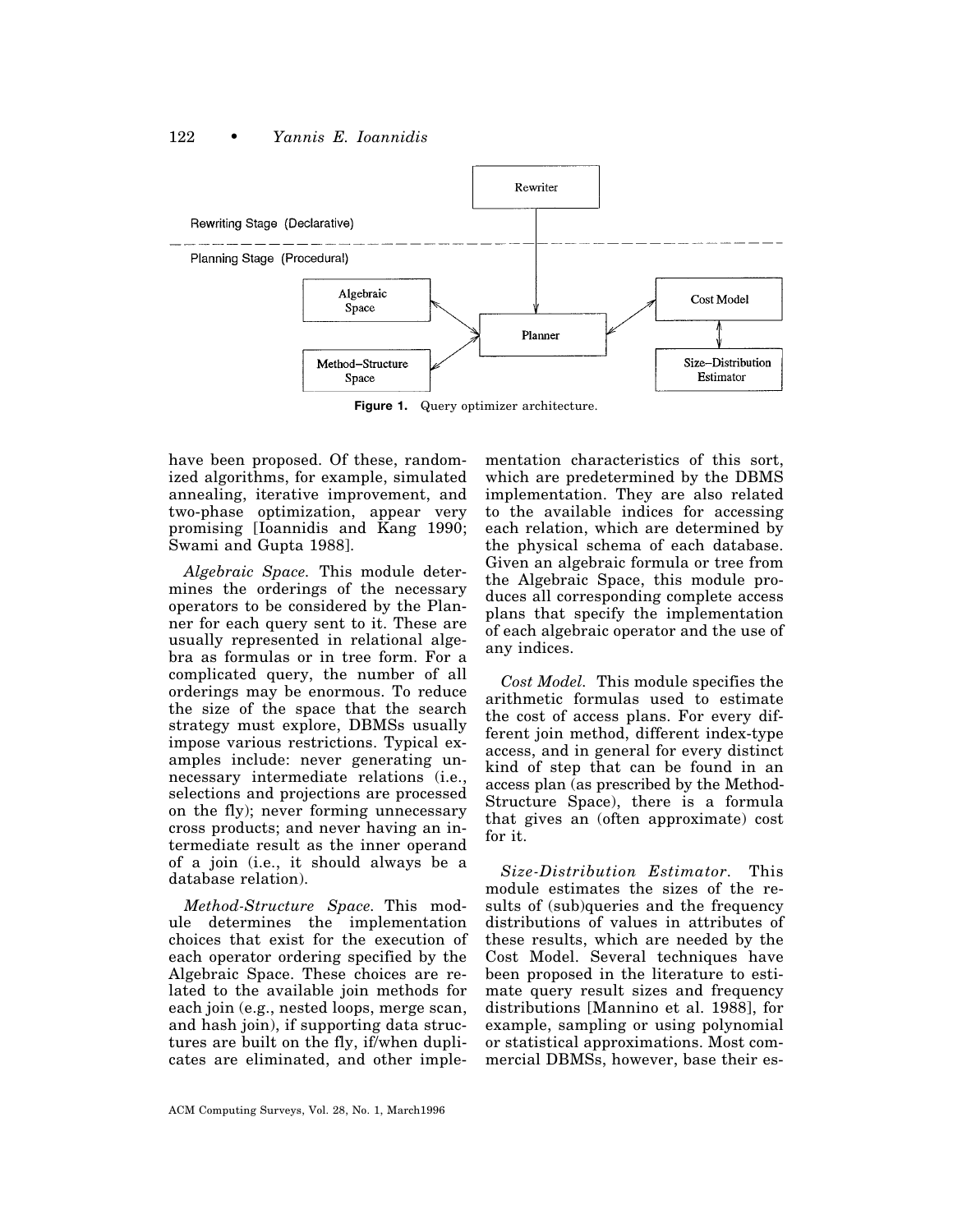Rewriter

Rewriting Stage (Declarative)

Planning Stage (Procedural)

Algebraic Space

Method–Structure Space

Planner

Cost Model

Size–Distribution Estimator

**Figure 1.** Query optimizer architecture.

have been proposed. Of these, randomized algorithms, for example, simulated annealing, iterative improvement, and two-phase optimization, appear very promising [Ioannidis and Kang 1990; Swami and Gupta 1988].

*Algebraic Space.* This module determines the orderings of the necessary operators to be considered by the Planner for each query sent to it. These are usually represented in relational algebra as formulas or in tree form. For a complicated query, the number of all orderings may be enormous. To reduce the size of the space that the search strategy must explore, DBMSs usually impose various restrictions. Typical examples include: never generating unnecessary intermediate relations (i.e., selections and projections are processed on the fly); never forming unnecessary cross products; and never having an intermediate result as the inner operand of a join (i.e., it should always be a database relation).

*Method-Structure Space.* This module determines the implementation choices that exist for the execution of each operator ordering specified by the Algebraic Space. These choices are related to the available join methods for each join (e.g., nested loops, merge scan, and hash join), if supporting data structures are built on the fly, if/when duplicates are eliminated, and other implementation characteristics of this sort, which are predetermined by the DBMS implementation. They are also related to the available indices for accessing each relation, which are determined by the physical schema of each database. Given an algebraic formula or tree from the Algebraic Space, this module produces all corresponding complete access plans that specify the implementation of each algebraic operator and the use of any indices.

*Cost Model.* This module specifies the arithmetic formulas used to estimate the cost of access plans. For every different join method, different index-type access, and in general for every distinct kind of step that can be found in an access plan (as prescribed by the Method-Structure Space), there is a formula that gives an (often approximate) cost for it.

*Size-Distribution Estimator.* This module estimates the sizes of the results of (sub)queries and the frequency distributions of values in attributes of these results, which are needed by the Cost Model. Several techniques have been proposed in the literature to estimate query result sizes and frequency distributions [Mannino et al. 1988], for example, sampling or using polynomial or statistical approximations. Most commercial DBMSs, however, base their es-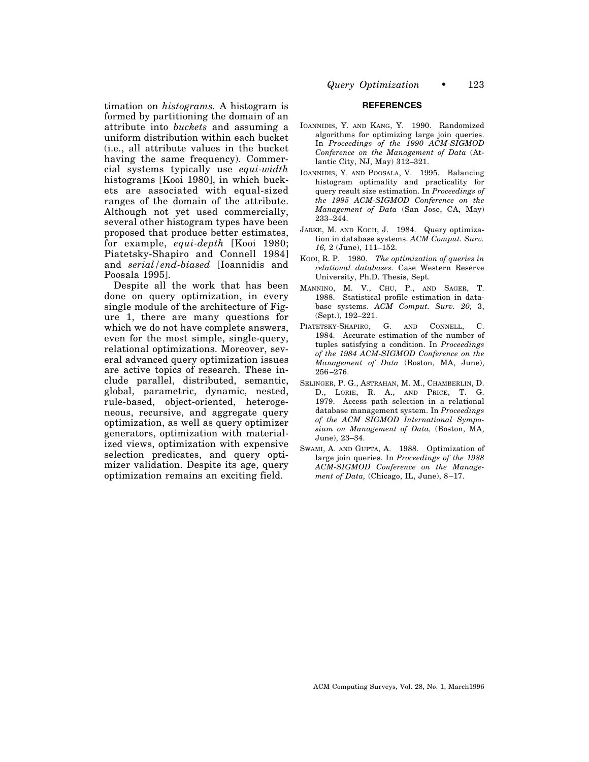timation on *histograms*. A histogram is formed by partitioning the domain of an attribute into *buckets* and assuming a uniform distribution within each bucket (i.e., all attribute values in the bucket having the same frequency). Commercial systems typically use *equi-width* histograms [Kooi 1980], in which buckets are associated with equal-sized ranges of the domain of the attribute. Although not yet used commercially, several other histogram types have been proposed that produce better estimates, for example, *equi-depth* [Kooi 1980; Piatetsky-Shapiro and Connell 1984] and *serial/end-biased* [Ioannidis and Poosala 1995].

Despite all the work that has been done on query optimization, in every single module of the architecture of Figure 1, there are many questions for which we do not have complete answers, even for the most simple, single-query, relational optimizations. Moreover, several advanced query optimization issues are active topics of research. These include parallel, distributed, semantic, global, parametric, dynamic, nested, rule-based, object-oriented, heterogeneous, recursive, and aggregate query optimization, as well as query optimizer generators, optimization with materialized views, optimization with expensive selection predicates, and query optimizer validation. Despite its age, query optimization remains an exciting field.

## REFERENCES

IOANNIDIS, Y. AND KANG, Y. 1990. Randomized algorithms for optimizing large join queries. In *Proceedings of the 1990 ACM-SIGMOD Conference on the Management of Data* (Atlantic City, NJ, May) 312–321.

IOANNIDIS, Y. AND POOSALA, V. 1995. Balancing histogram optimality and practicality for query result size estimation. In *Proceedings of the 1995 ACM-SIGMOD Conference on the Management of Data* (San Jose, CA, May) 233–244.

JARKE, M. AND KOCH, J. 1984. Query optimization in database systems. *ACM Comput. Surv. 16,* 2 (June), 111–152.

KOOI, R. P. 1980. *The optimization of queries in relational databases.* Case Western Reserve University, Ph.D. Thesis, Sept.

MANNINO, M. V., CHU, P., AND SAGER, T. 1988. Statistical profile estimation in database systems. *ACM Comput. Surv. 20,* 3, (Sept.), 192–221.

PIATETSKY-SHAPIRO, G. AND CONNELL, C. 1984. Accurate estimation of the number of tuples satisfying a condition. In *Proceedings of the 1984 ACM-SIGMOD Conference on the Management of Data* (Boston, MA, June), 256–276.

SELINGER, P. G., ASTRAHAN, M. M., CHAMBERLIN, D. D., LORIE, R. A., AND PRICE, T. G. 1979. Access path selection in a relational database management system. In *Proceedings of the ACM SIGMOD International Symposium on Management of Data,* (Boston, MA, June), 23–34.

SWAMI, A. AND GUPTA, A. 1988. Optimization of large join queries. In *Proceedings of the 1988 ACM-SIGMOD Conference on the Management of Data,* (Chicago, IL, June), 8–17.